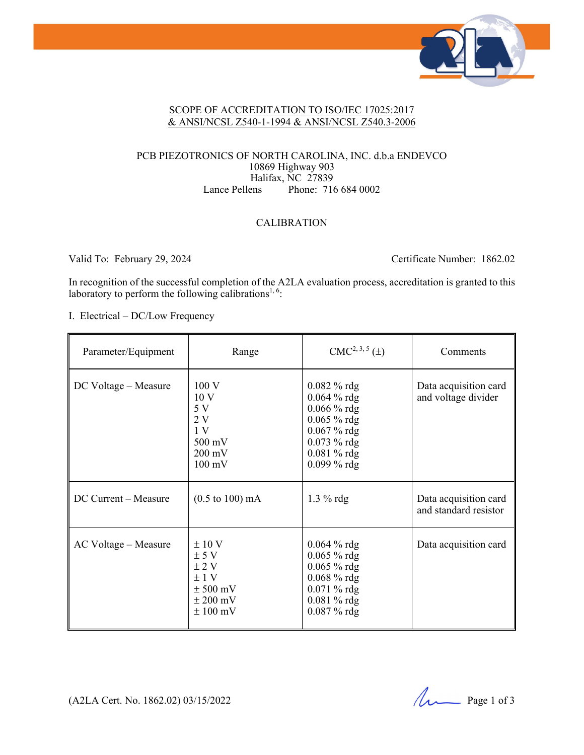# SCOPE OF ACCREDITATION TO ISO/IEC 17025:2017 & ANSI/NCSL Z540-1-1994 & ANSI/NCSL Z540.3-2006

PCB PIEZOTRONICS OF NORTH CAROLINA, INC. d.b.a ENDEVCO
10869 Highway 903
Halifax, NC 27839
Lance Pellens Phone: 716 684 0002

## CALIBRATION

Valid To: February 29, 2024 Certificate Number: 1862.02

In recognition of the successful completion of the A2LA evaluation process, accreditation is granted to this laboratory to perform the following calibrations[1, 6]:

I. Electrical – DC/Low Frequency

| Parameter/Equipment | Range | CMC[2, 3, 5] (±) | Comments |
|---|---|---|---|
| DC Voltage – Measure | 100 V<br>10 V<br>5 V<br>2 V<br>1 V<br>500 mV<br>200 mV<br>100 mV | 0.082 % rdg<br>0.064 % rdg<br>0.066 % rdg<br>0.065 % rdg<br>0.067 % rdg<br>0.073 % rdg<br>0.081 % rdg<br>0.099 % rdg | Data acquisition card and voltage divider |
| DC Current – Measure | (0.5 to 100) mA | 1.3 % rdg | Data acquisition card and standard resistor |
| AC Voltage – Measure | ± 10 V<br>± 5 V<br>± 2 V<br>± 1 V<br>± 500 mV<br>± 200 mV<br>± 100 mV | 0.064 % rdg<br>0.065 % rdg<br>0.065 % rdg<br>0.068 % rdg<br>0.071 % rdg<br>0.081 % rdg<br>0.087 % rdg | Data acquisition card |

(A2LA Cert. No. 1862.02) 03/15/2022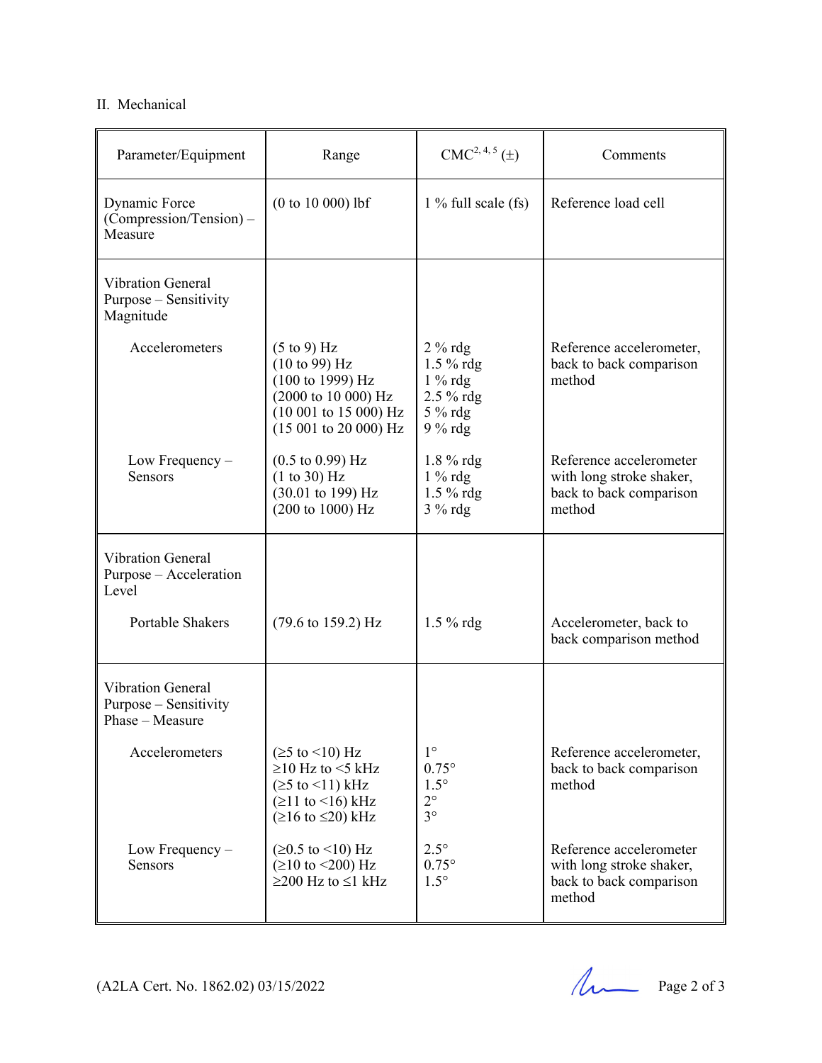II. Mechanical

| Parameter/Equipment | Range | CMC[2, 4, 5] (±) | Comments |
|---|---|---|---|
| Dynamic Force (Compression/Tension) – Measure | (0 to 10 000) lbf | 1 % full scale (fs) | Reference load cell |
| Vibration General Purpose – Sensitivity Magnitude | | | |
| Accelerometers | (5 to 9) Hz<br>(10 to 99) Hz<br>(100 to 1999) Hz<br>(2000 to 10 000) Hz<br>(10 001 to 15 000) Hz<br>(15 001 to 20 000) Hz | 2 % rdg<br>1.5 % rdg<br>1 % rdg<br>2.5 % rdg<br>5 % rdg<br>9 % rdg | Reference accelerometer, back to back comparison method |
| Low Frequency – Sensors | (0.5 to 0.99) Hz<br>(1 to 30) Hz<br>(30.01 to 199) Hz<br>(200 to 1000) Hz | 1.8 % rdg<br>1 % rdg<br>1.5 % rdg<br>3 % rdg | Reference accelerometer with long stroke shaker, back to back comparison method |
| Vibration General Purpose – Acceleration Level | | | |
| Portable Shakers | (79.6 to 159.2) Hz | 1.5 % rdg | Accelerometer, back to back comparison method |
| Vibration General Purpose – Sensitivity Phase – Measure | | | |
| Accelerometers | (≥5 to <10) Hz<br>≥10 Hz to <5 kHz<br>(≥5 to <11) kHz<br>(≥11 to <16) kHz<br>(≥16 to ≤20) kHz | 1°<br>0.75°<br>1.5°<br>2°<br>3° | Reference accelerometer, back to back comparison method |
| Low Frequency – Sensors | (≥0.5 to <10) Hz<br>(≥10 to <200) Hz<br>≥200 Hz to ≤1 kHz | 2.5°<br>0.75°<br>1.5° | Reference accelerometer with long stroke shaker, back to back comparison method |

(A2LA Cert. No. 1862.02) 03/15/2022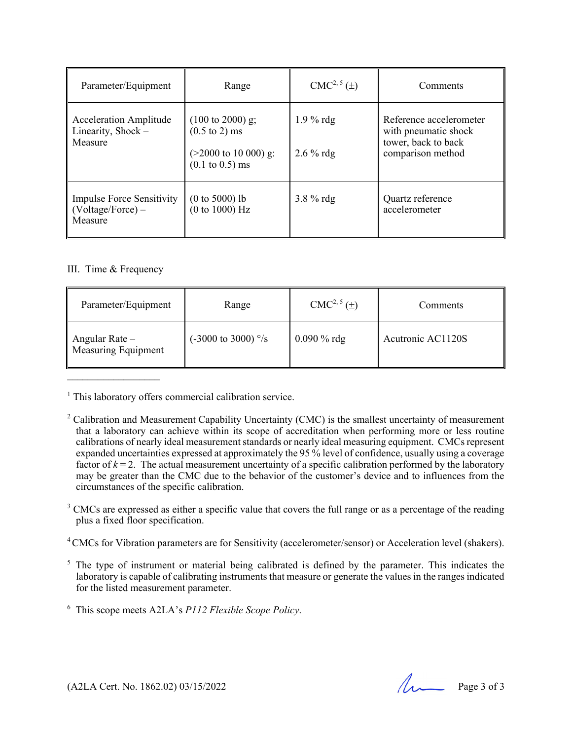| Parameter/Equipment | Range | CMC[2, 5] (±) | Comments |
|---|---|---|---|
| Acceleration Amplitude Linearity, Shock – Measure | (100 to 2000) g; (0.5 to 2) ms<br><br>(>2000 to 10 000) g: (0.1 to 0.5) ms | 1.9 % rdg<br><br>2.6 % rdg | Reference accelerometer with pneumatic shock tower, back to back comparison method |
| Impulse Force Sensitivity (Voltage/Force) – Measure | (0 to 5000) lb<br>(0 to 1000) Hz | 3.8 % rdg | Quartz reference accelerometer |

III. Time & Frequency

| Parameter/Equipment | Range | CMC[2, 5] (±) | Comments |
|---|---|---|---|
| Angular Rate – Measuring Equipment | (-3000 to 3000) °/s | 0.090 % rdg | Acutronic AC1120S |

---

[1] This laboratory offers commercial calibration service.

[2] Calibration and Measurement Capability Uncertainty (CMC) is the smallest uncertainty of measurement that a laboratory can achieve within its scope of accreditation when performing more or less routine calibrations of nearly ideal measurement standards or nearly ideal measuring equipment. CMCs represent expanded uncertainties expressed at approximately the 95 % level of confidence, usually using a coverage factor of $k = 2$. The actual measurement uncertainty of a specific calibration performed by the laboratory may be greater than the CMC due to the behavior of the customer's device and to influences from the circumstances of the specific calibration.

[3] CMCs are expressed as either a specific value that covers the full range or as a percentage of the reading plus a fixed floor specification.

[4] CMCs for Vibration parameters are for Sensitivity (accelerometer/sensor) or Acceleration level (shakers).

[5] The type of instrument or material being calibrated is defined by the parameter. This indicates the laboratory is capable of calibrating instruments that measure or generate the values in the ranges indicated for the listed measurement parameter.

[6] This scope meets A2LA's *P112 Flexible Scope Policy*.

(A2LA Cert. No. 1862.02) 03/15/2022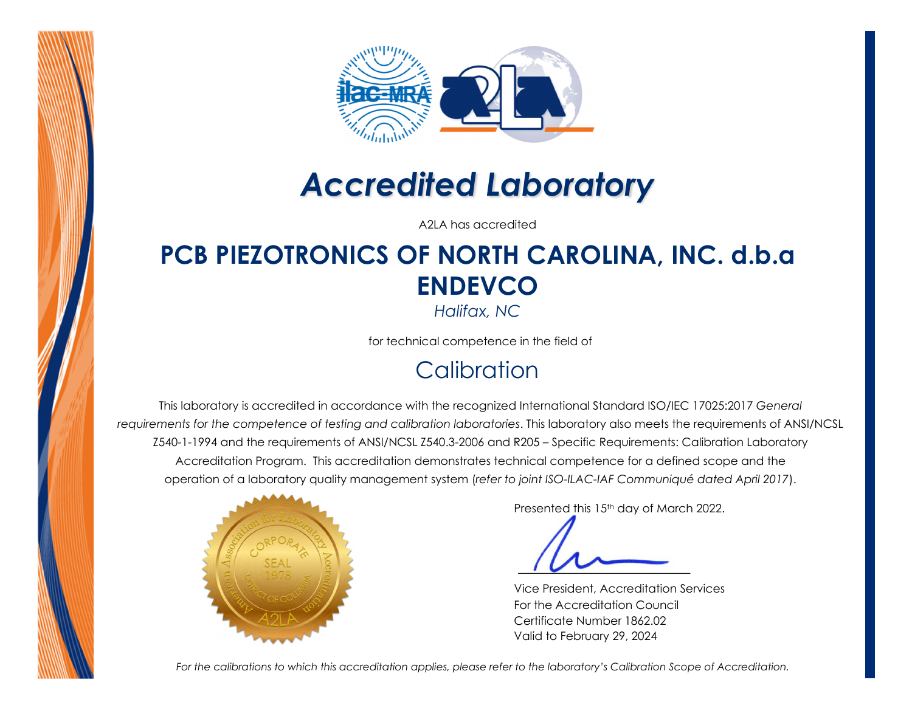# Accredited Laboratory

A2LA has accredited

## PCB PIEZOTRONICS OF NORTH CAROLINA, INC. d.b.a ENDEVCO

*Halifax, NC*

for technical competence in the field of

## Calibration

This laboratory is accredited in accordance with the recognized International Standard ISO/IEC 17025:2017 *General requirements for the competence of testing and calibration laboratories*. This laboratory also meets the requirements of ANSI/NCSL Z540-1-1994 and the requirements of ANSI/NCSL Z540.3-2006 and R205 – Specific Requirements: Calibration Laboratory Accreditation Program. This accreditation demonstrates technical competence for a defined scope and the operation of a laboratory quality management system (*refer to joint ISO-ILAC-IAF Communiqué dated April 2017*).

Presented this 15th day of March 2022.

Vice President, Accreditation Services
For the Accreditation Council
Certificate Number 1862.02
Valid to February 29, 2024

*For the calibrations to which this accreditation applies, please refer to the laboratory's Calibration Scope of Accreditation.*